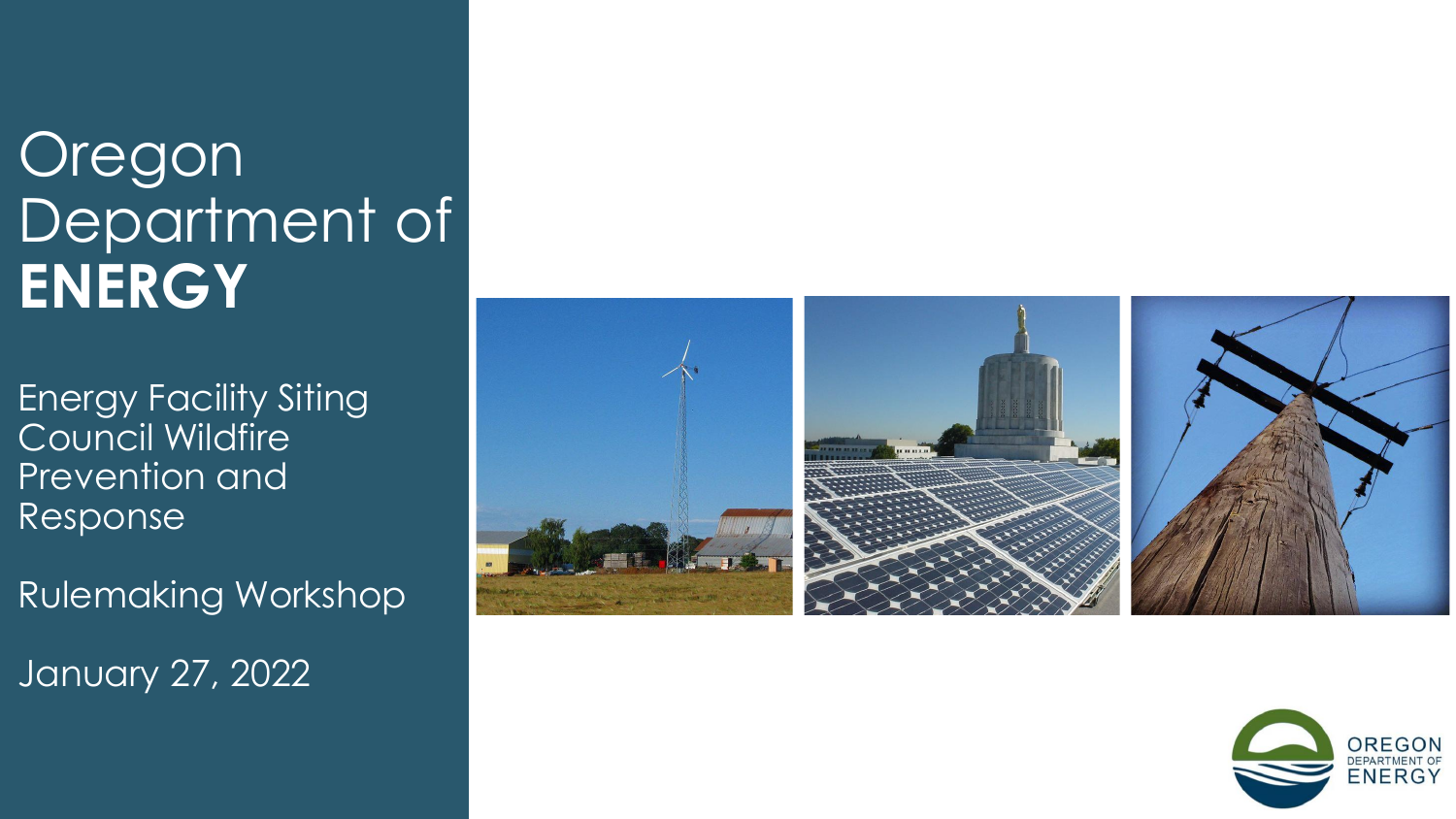# Oregon Department of **ENERGY**

Energy Facility Siting Council Wildfire Prevention and Response

Rulemaking Workshop

January 27, 2022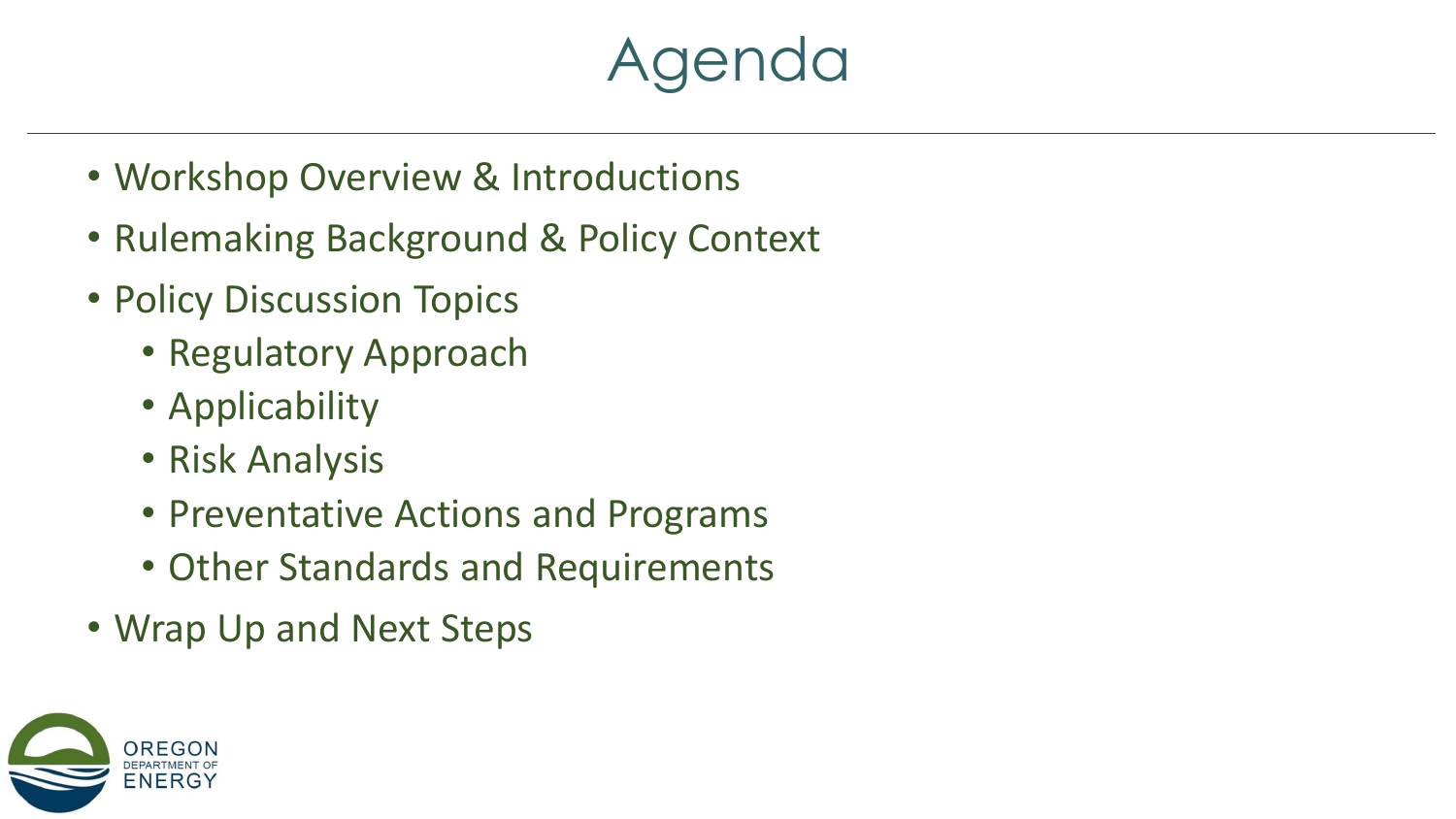# Agenda

- Workshop Overview & Introductions
- Rulemaking Background & Policy Context
- Policy Discussion Topics
  - Regulatory Approach
  - Applicability
  - Risk Analysis
  - Preventative Actions and Programs
  - Other Standards and Requirements
- Wrap Up and Next Steps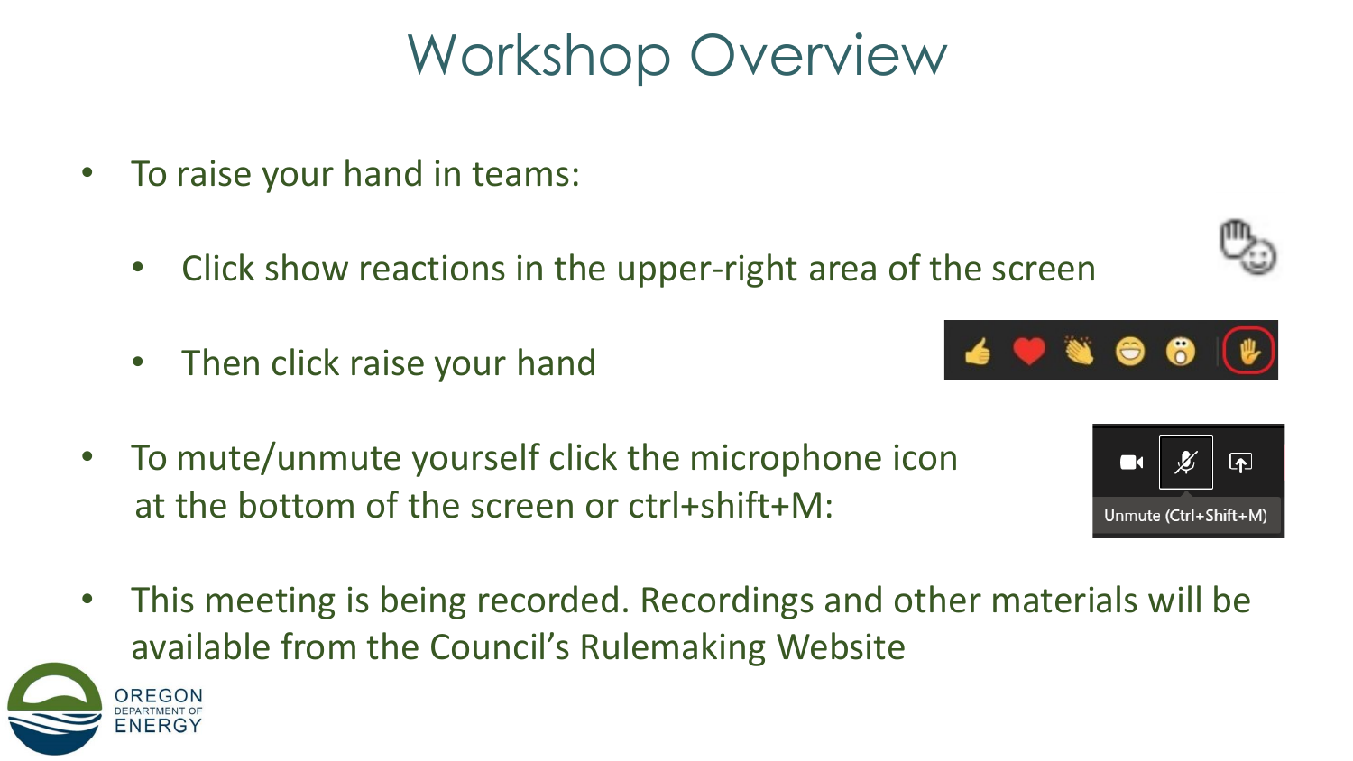# Workshop Overview

- To raise your hand in teams:
  - Click show reactions in the upper-right area of the screen
  - Then click raise your hand
- To mute/unmute yourself click the microphone icon at the bottom of the screen or ctrl+shift+M:
- This meeting is being recorded. Recordings and other materials will be available from the Council's Rulemaking Website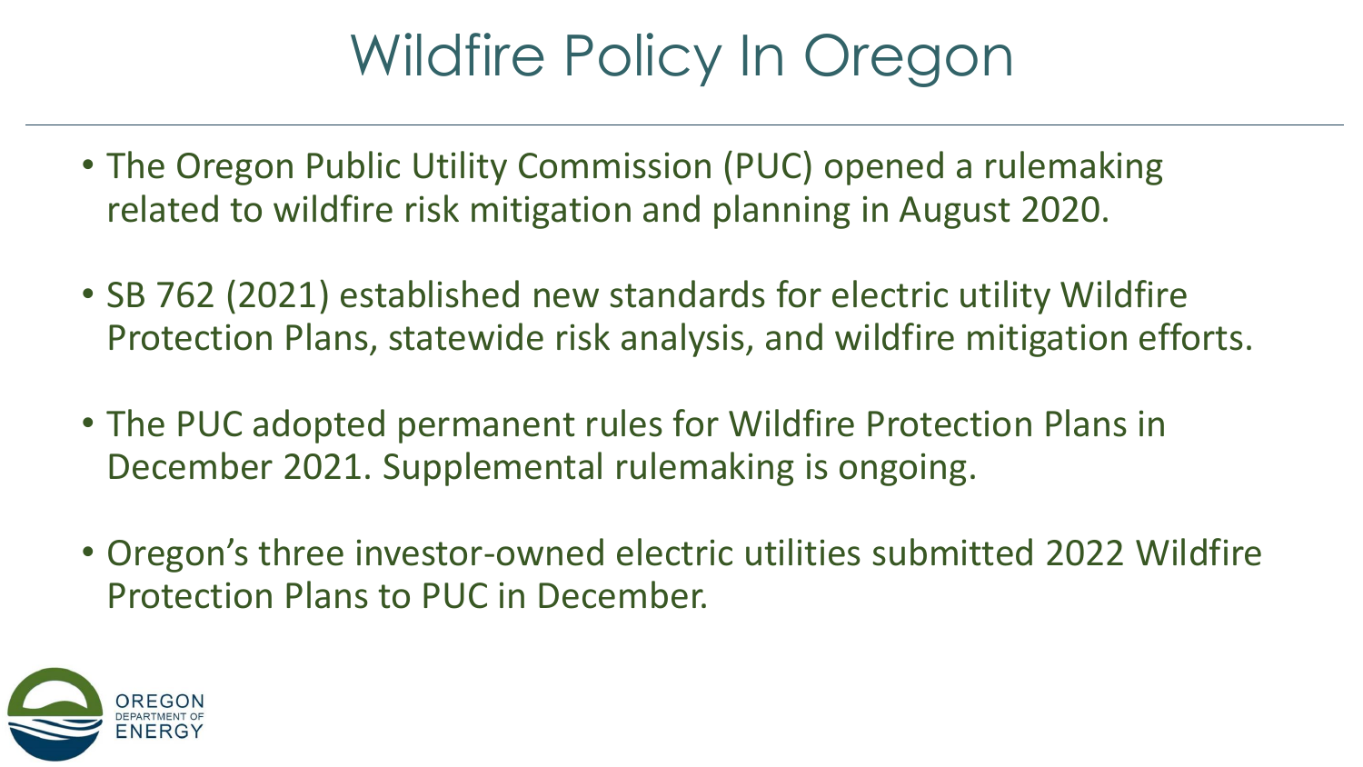# Wildfire Policy In Oregon

- The Oregon Public Utility Commission (PUC) opened a rulemaking related to wildfire risk mitigation and planning in August 2020.
- SB 762 (2021) established new standards for electric utility Wildfire Protection Plans, statewide risk analysis, and wildfire mitigation efforts.
- The PUC adopted permanent rules for Wildfire Protection Plans in December 2021. Supplemental rulemaking is ongoing.
- Oregon's three investor-owned electric utilities submitted 2022 Wildfire Protection Plans to PUC in December.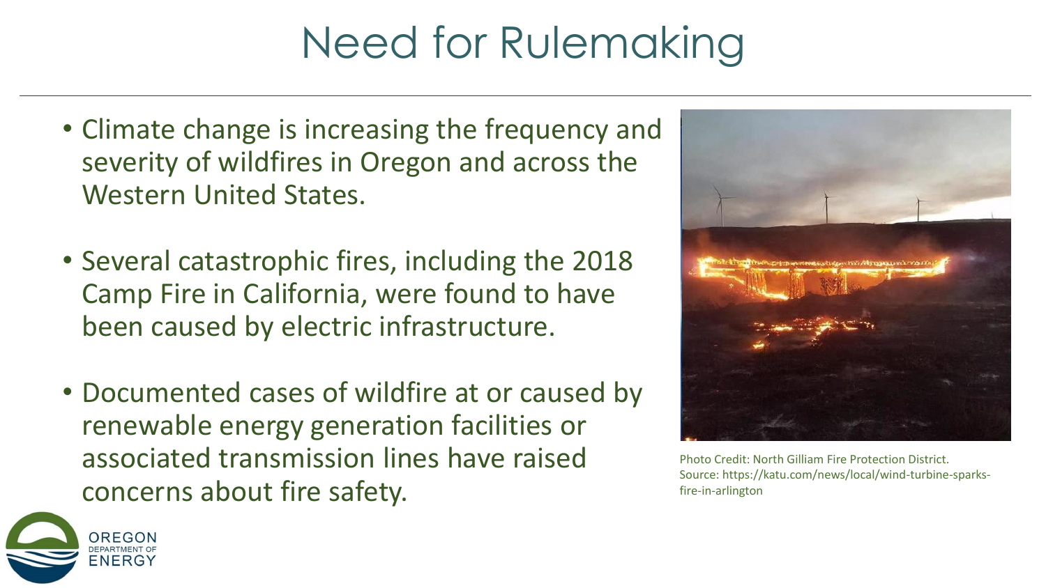# Need for Rulemaking

- Climate change is increasing the frequency and severity of wildfires in Oregon and across the Western United States.
- Several catastrophic fires, including the 2018 Camp Fire in California, were found to have been caused by electric infrastructure.
- Documented cases of wildfire at or caused by renewable energy generation facilities or associated transmission lines have raised concerns about fire safety.

Photo Credit: North Gilliam Fire Protection District. Source: https://katu.com/news/local/wind-turbine-sparks-fire-in-arlington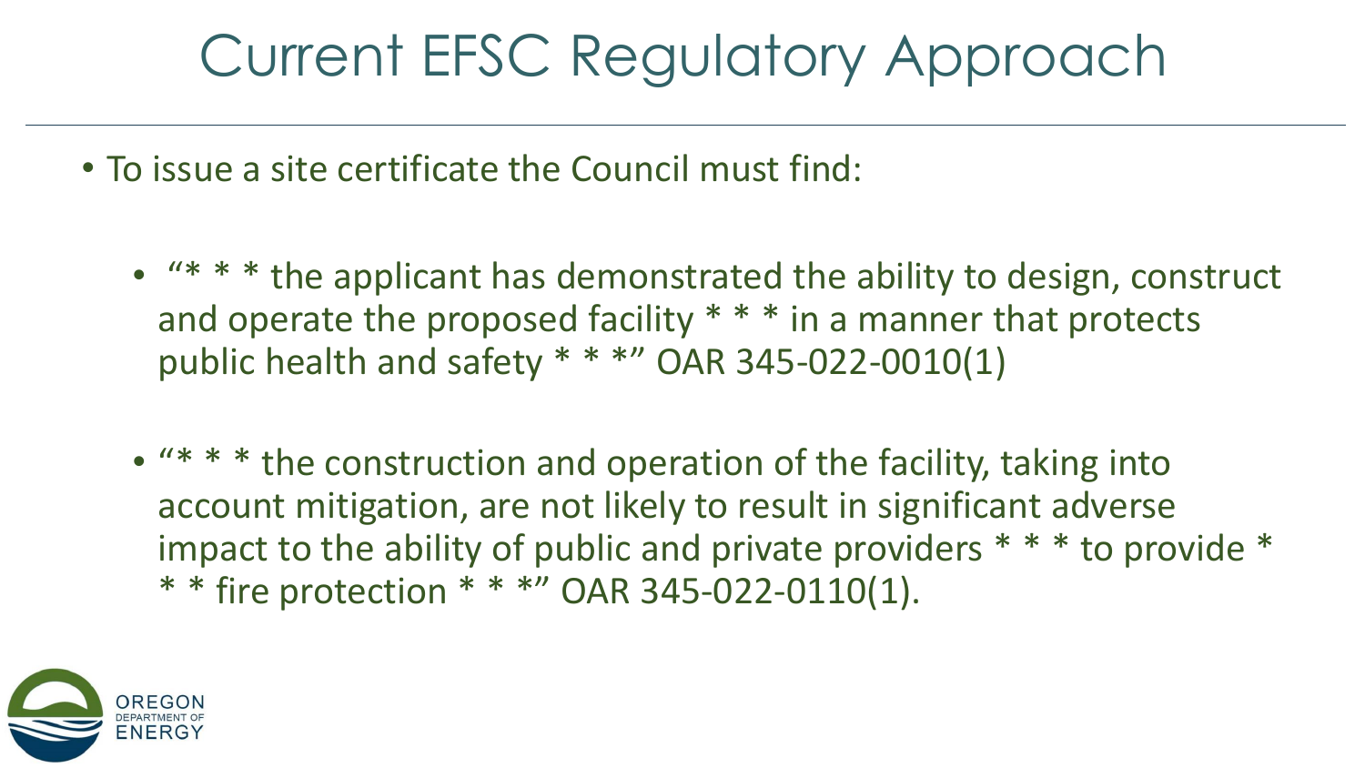# Current EFSC Regulatory Approach

- To issue a site certificate the Council must find:
  - "* * * the applicant has demonstrated the ability to design, construct and operate the proposed facility * * * in a manner that protects public health and safety * * *" OAR 345-022-0010(1)
  - "* * * the construction and operation of the facility, taking into account mitigation, are not likely to result in significant adverse impact to the ability of public and private providers * * * to provide * * * fire protection * * *" OAR 345-022-0110(1).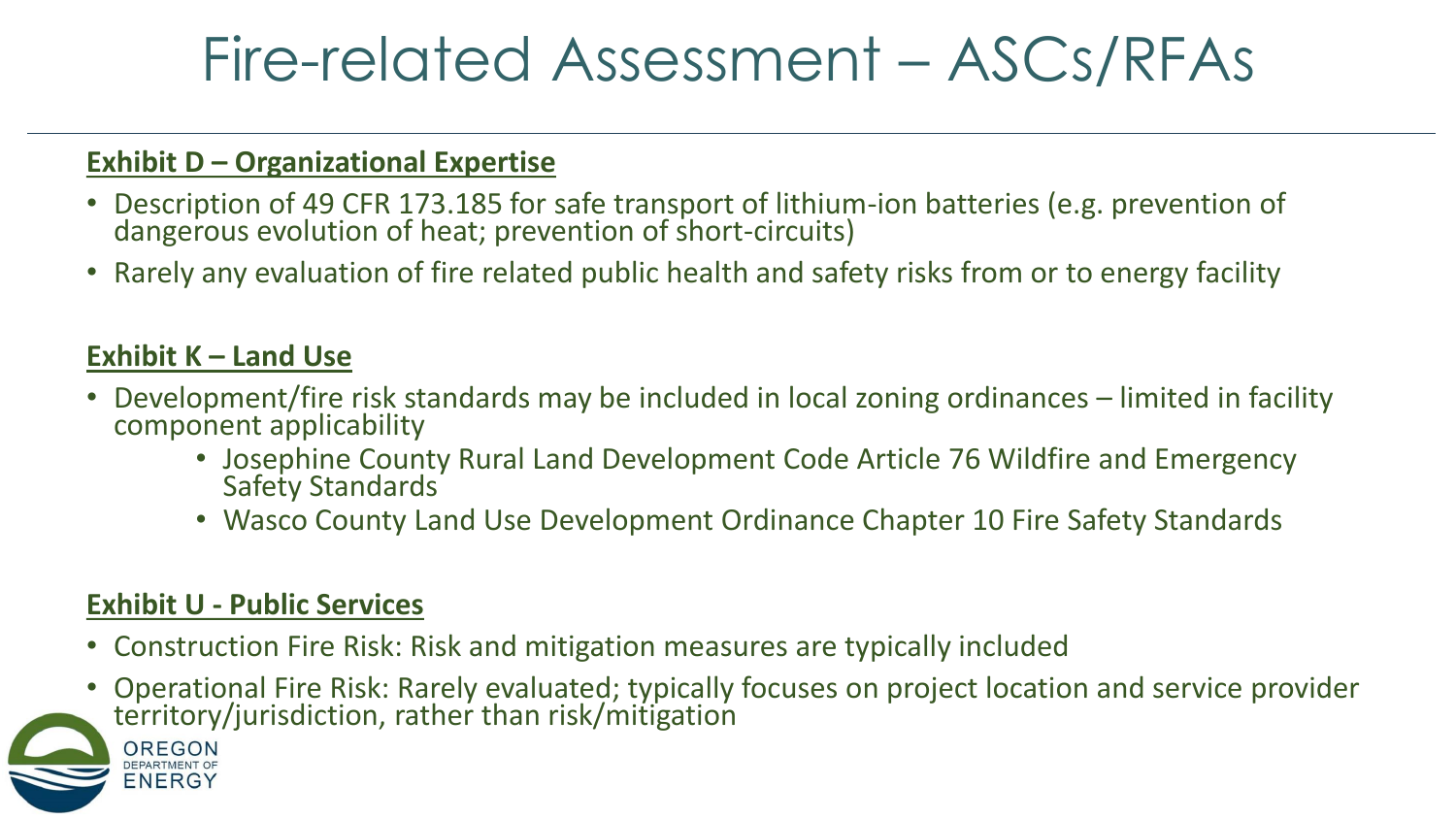# Fire-related Assessment – ASCs/RFAs

**Exhibit D – Organizational Expertise**

- Description of 49 CFR 173.185 for safe transport of lithium-ion batteries (e.g. prevention of dangerous evolution of heat; prevention of short-circuits)
- Rarely any evaluation of fire related public health and safety risks from or to energy facility

**Exhibit K – Land Use**

- Development/fire risk standards may be included in local zoning ordinances – limited in facility component applicability
  - Josephine County Rural Land Development Code Article 76 Wildfire and Emergency Safety Standards
  - Wasco County Land Use Development Ordinance Chapter 10 Fire Safety Standards

**Exhibit U - Public Services**

- Construction Fire Risk: Risk and mitigation measures are typically included
- Operational Fire Risk: Rarely evaluated; typically focuses on project location and service provider territory/jurisdiction, rather than risk/mitigation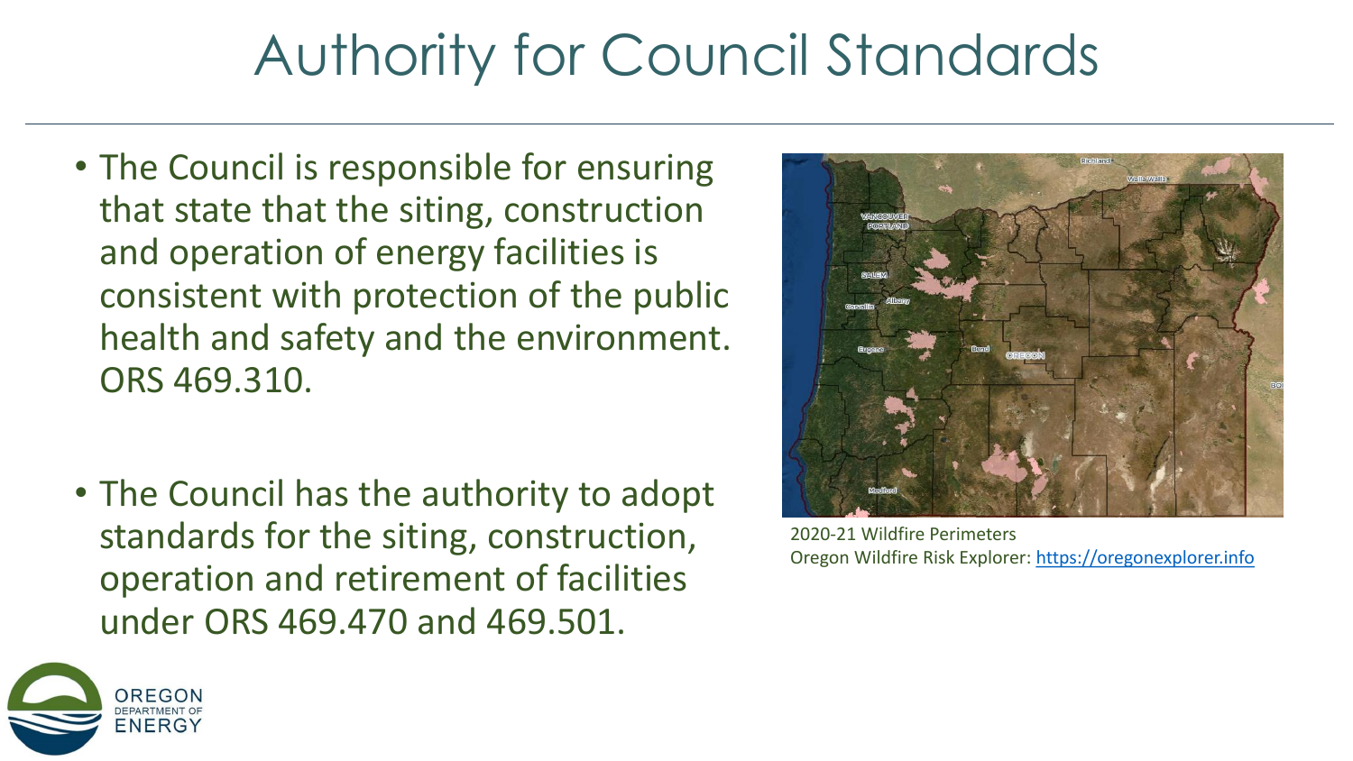# Authority for Council Standards

- The Council is responsible for ensuring that state that the siting, construction and operation of energy facilities is consistent with protection of the public health and safety and the environment. ORS 469.310.

- The Council has the authority to adopt standards for the siting, construction, operation and retirement of facilities under ORS 469.470 and 469.501.

2020-21 Wildfire Perimeters
Oregon Wildfire Risk Explorer: https://oregonexplorer.info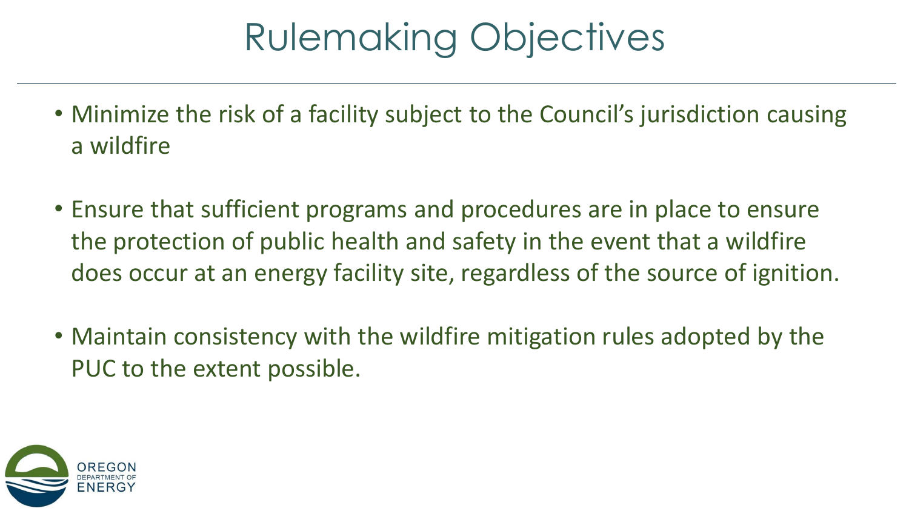# Rulemaking Objectives

- Minimize the risk of a facility subject to the Council's jurisdiction causing a wildfire
- Ensure that sufficient programs and procedures are in place to ensure the protection of public health and safety in the event that a wildfire does occur at an energy facility site, regardless of the source of ignition.
- Maintain consistency with the wildfire mitigation rules adopted by the PUC to the extent possible.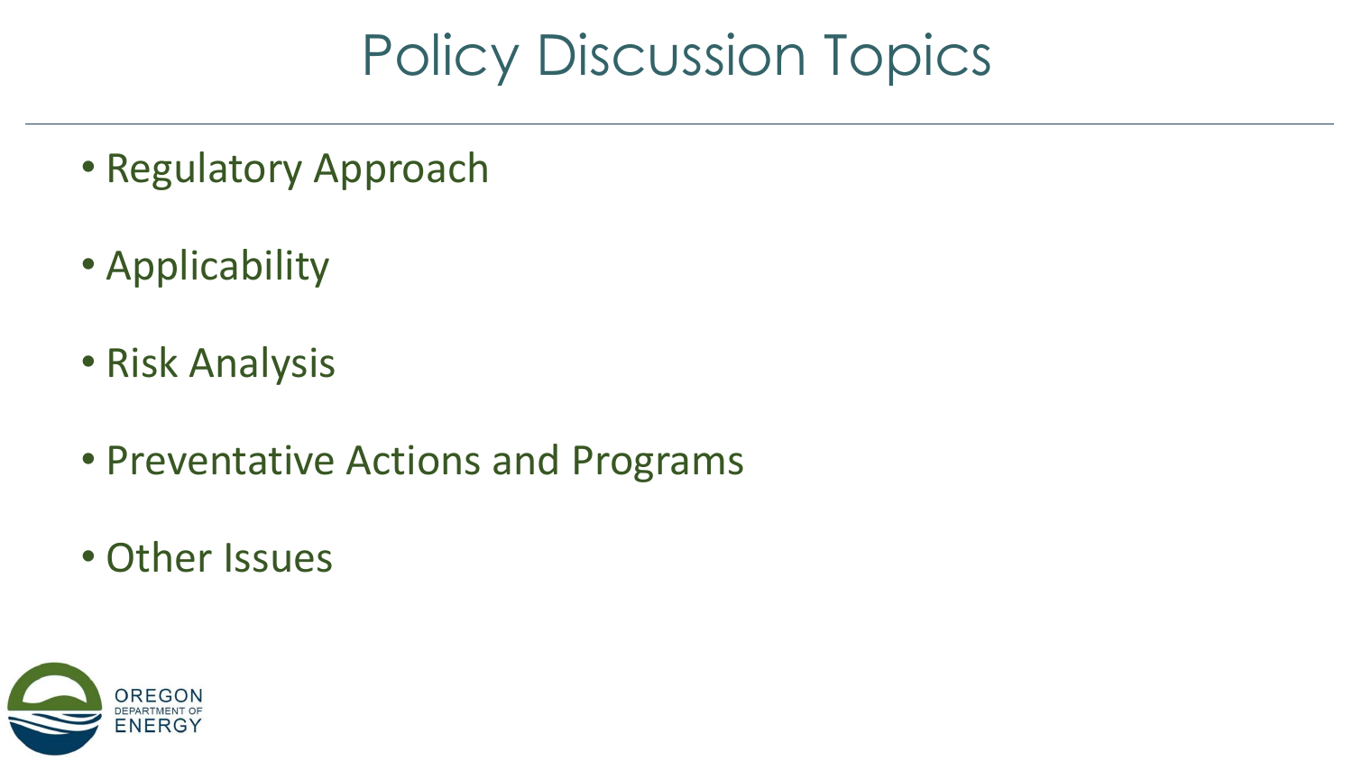# Policy Discussion Topics

- Regulatory Approach
- Applicability
- Risk Analysis
- Preventative Actions and Programs
- Other Issues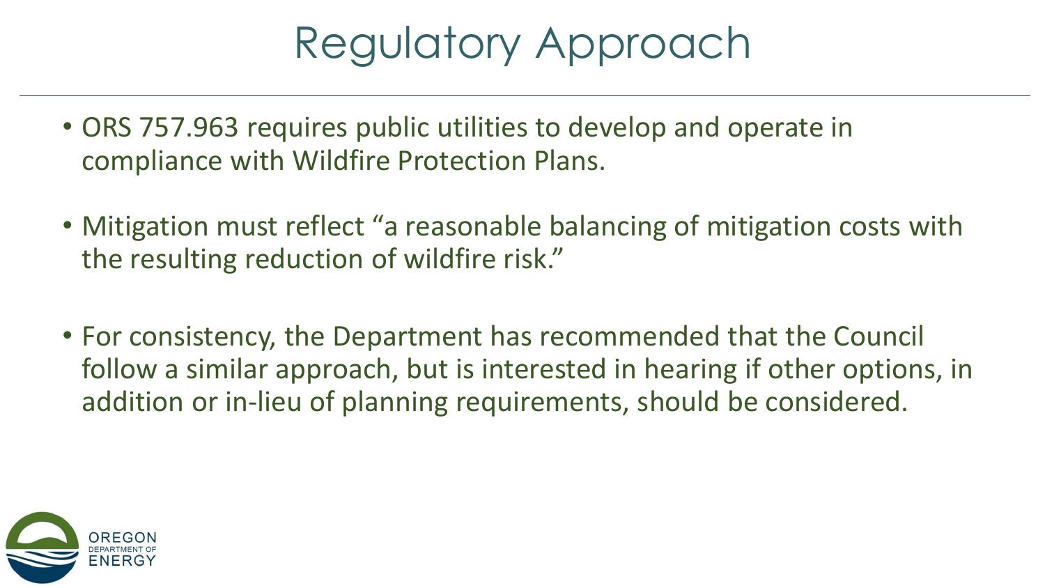# Regulatory Approach

- ORS 757.963 requires public utilities to develop and operate in compliance with Wildfire Protection Plans.
- Mitigation must reflect "a reasonable balancing of mitigation costs with the resulting reduction of wildfire risk."
- For consistency, the Department has recommended that the Council follow a similar approach, but is interested in hearing if other options, in addition or in-lieu of planning requirements, should be considered.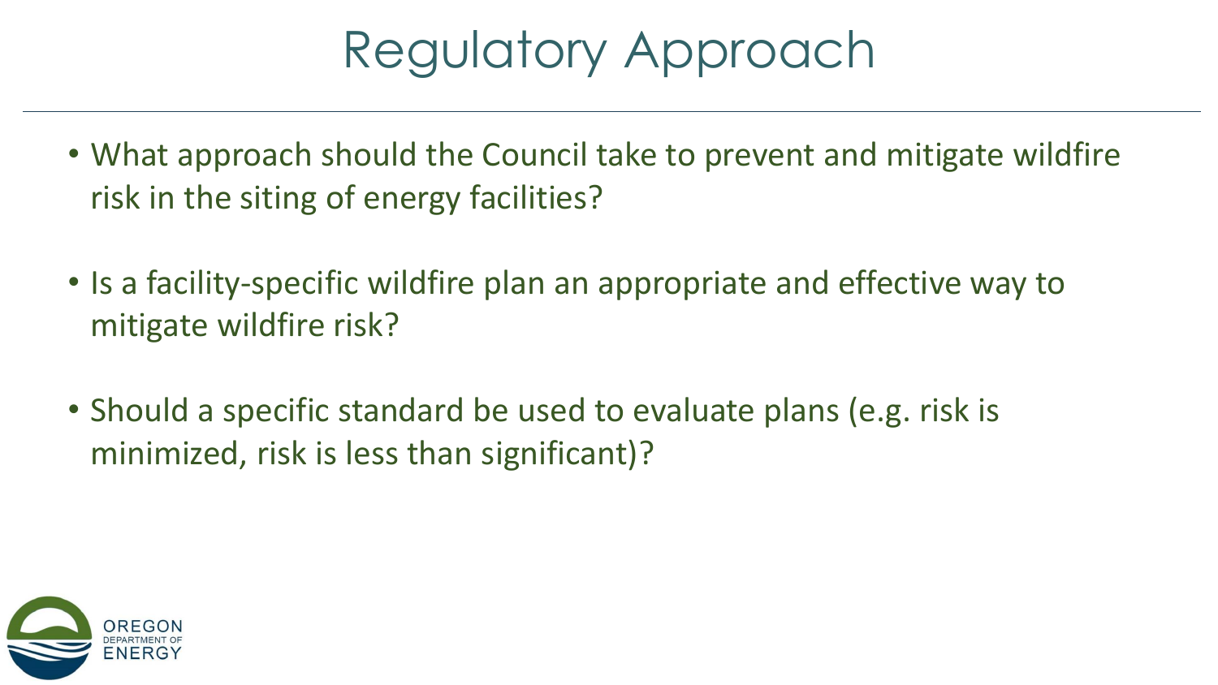# Regulatory Approach

- What approach should the Council take to prevent and mitigate wildfire risk in the siting of energy facilities?
- Is a facility-specific wildfire plan an appropriate and effective way to mitigate wildfire risk?
- Should a specific standard be used to evaluate plans (e.g. risk is minimized, risk is less than significant)?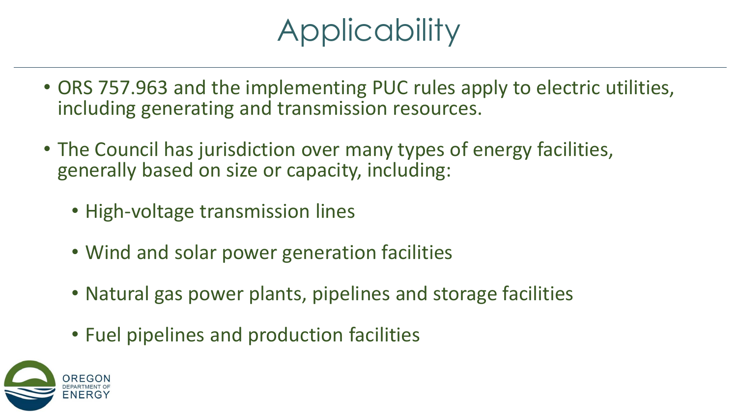# Applicability

- ORS 757.963 and the implementing PUC rules apply to electric utilities, including generating and transmission resources.
- The Council has jurisdiction over many types of energy facilities, generally based on size or capacity, including:
  - High-voltage transmission lines
  - Wind and solar power generation facilities
  - Natural gas power plants, pipelines and storage facilities
  - Fuel pipelines and production facilities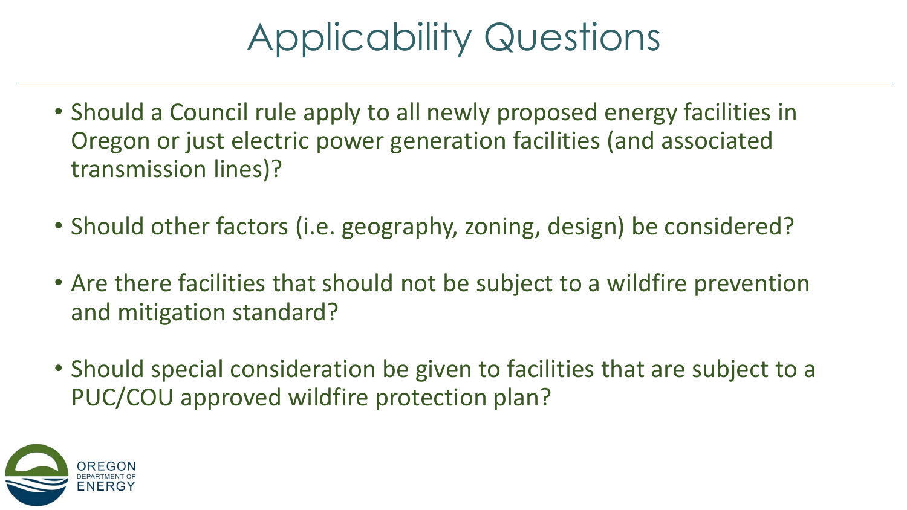# Applicability Questions

- Should a Council rule apply to all newly proposed energy facilities in Oregon or just electric power generation facilities (and associated transmission lines)?
- Should other factors (i.e. geography, zoning, design) be considered?
- Are there facilities that should not be subject to a wildfire prevention and mitigation standard?
- Should special consideration be given to facilities that are subject to a PUC/COU approved wildfire protection plan?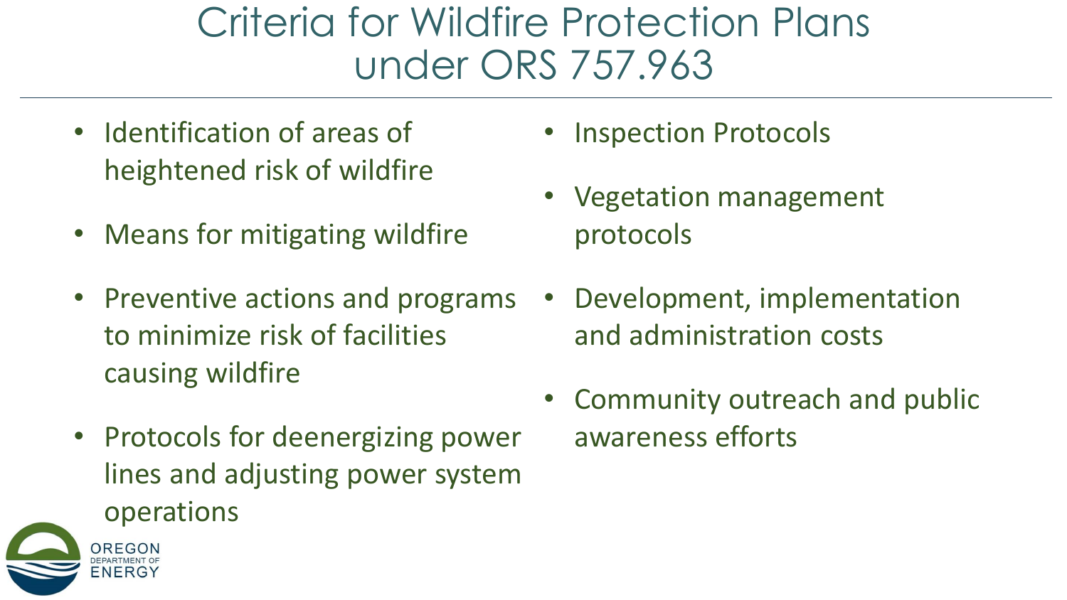# Criteria for Wildfire Protection Plans under ORS 757.963

- Identification of areas of heightened risk of wildfire
- Means for mitigating wildfire
- Preventive actions and programs to minimize risk of facilities causing wildfire
- Protocols for deenergizing power lines and adjusting power system operations
- Inspection Protocols
- Vegetation management protocols
- Development, implementation and administration costs
- Community outreach and public awareness efforts

OREGON DEPARTMENT OF ENERGY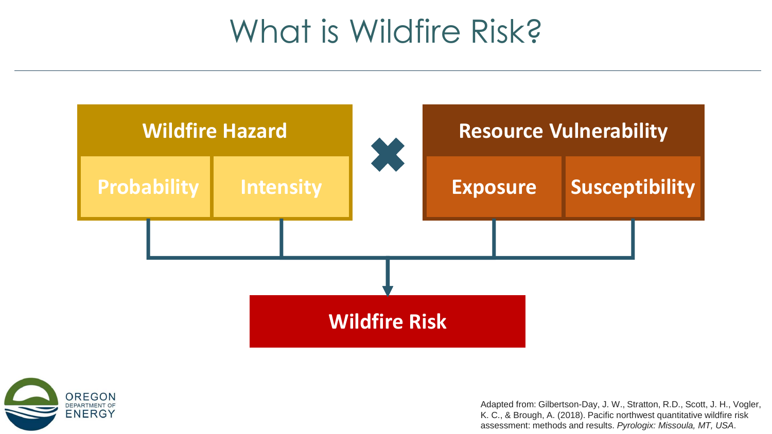# What is Wildfire Risk?

**Wildfire Hazard**
- **Probability**
- **Intensity**

✖

**Resource Vulnerability**
- **Exposure**
- **Susceptibility**

**Wildfire Risk**

OREGON DEPARTMENT OF ENERGY

Adapted from: Gilbertson-Day, J. W., Stratton, R.D., Scott, J. H., Vogler, K. C., & Brough, A. (2018). Pacific northwest quantitative wildfire risk assessment: methods and results. *Pyrologix: Missoula, MT, USA*.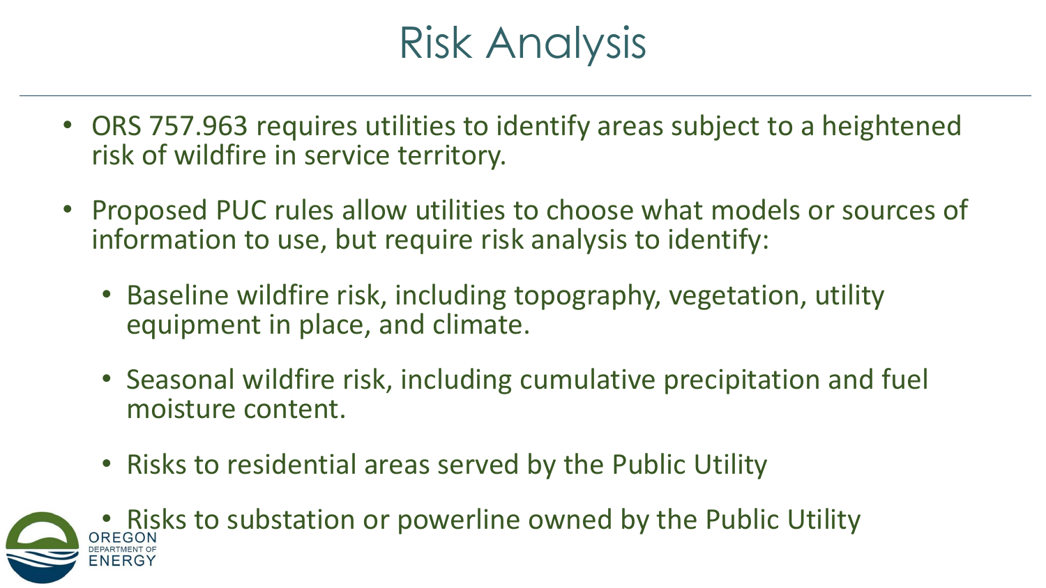# Risk Analysis

- ORS 757.963 requires utilities to identify areas subject to a heightened risk of wildfire in service territory.
- Proposed PUC rules allow utilities to choose what models or sources of information to use, but require risk analysis to identify:
  - Baseline wildfire risk, including topography, vegetation, utility equipment in place, and climate.
  - Seasonal wildfire risk, including cumulative precipitation and fuel moisture content.
  - Risks to residential areas served by the Public Utility
  - Risks to substation or powerline owned by the Public Utility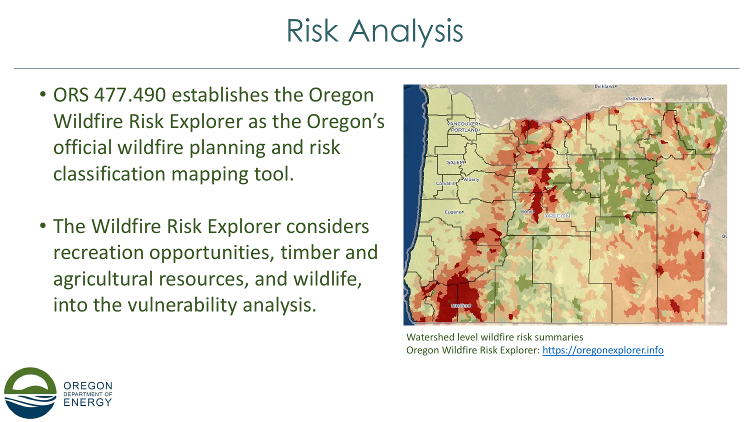# Risk Analysis

- ORS 477.490 establishes the Oregon Wildfire Risk Explorer as the Oregon's official wildfire planning and risk classification mapping tool.
- The Wildfire Risk Explorer considers recreation opportunities, timber and agricultural resources, and wildlife, into the vulnerability analysis.

Watershed level wildfire risk summaries
Oregon Wildfire Risk Explorer: https://oregonexplorer.info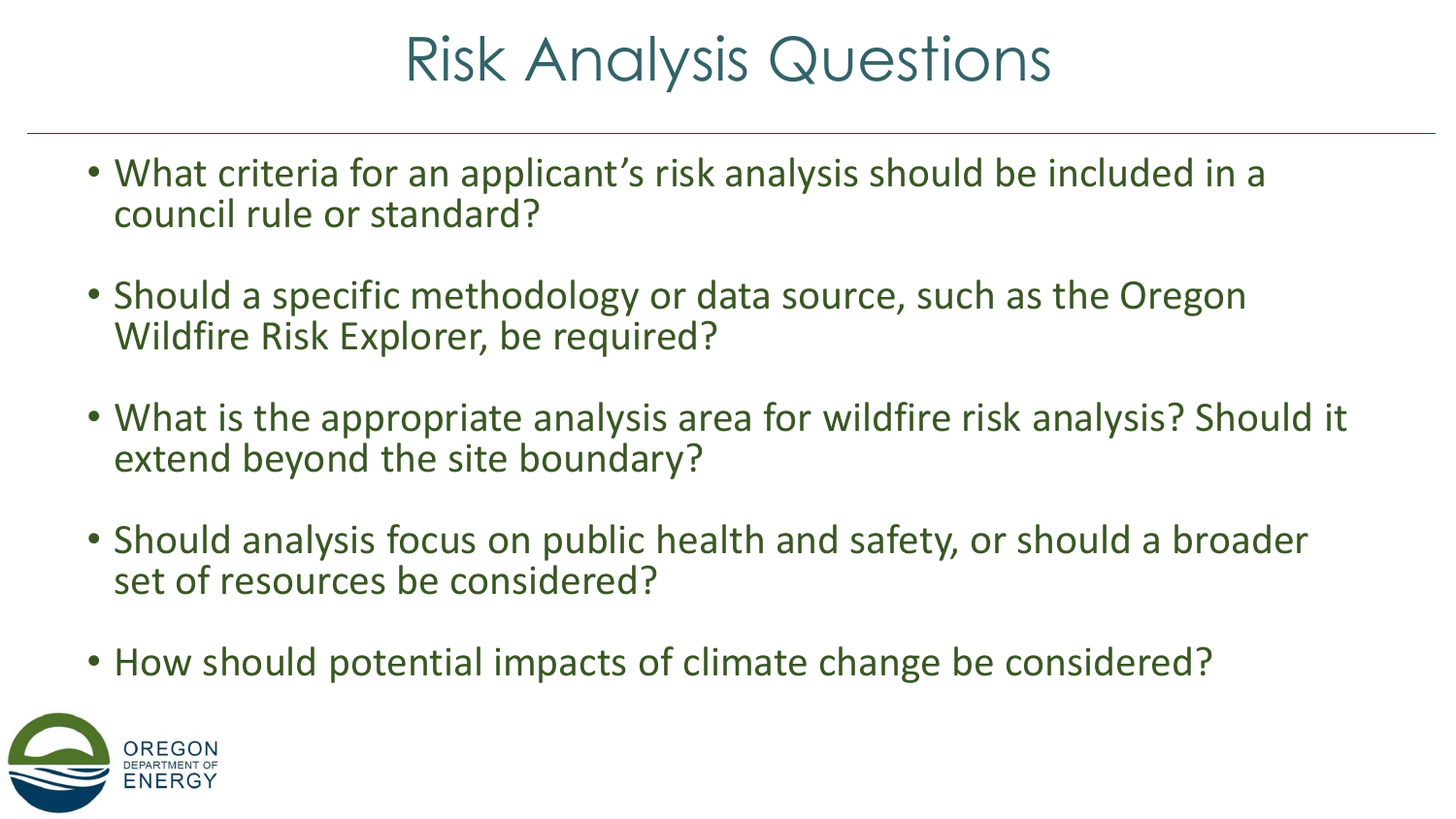# Risk Analysis Questions

- What criteria for an applicant's risk analysis should be included in a council rule or standard?
- Should a specific methodology or data source, such as the Oregon Wildfire Risk Explorer, be required?
- What is the appropriate analysis area for wildfire risk analysis? Should it extend beyond the site boundary?
- Should analysis focus on public health and safety, or should a broader set of resources be considered?
- How should potential impacts of climate change be considered?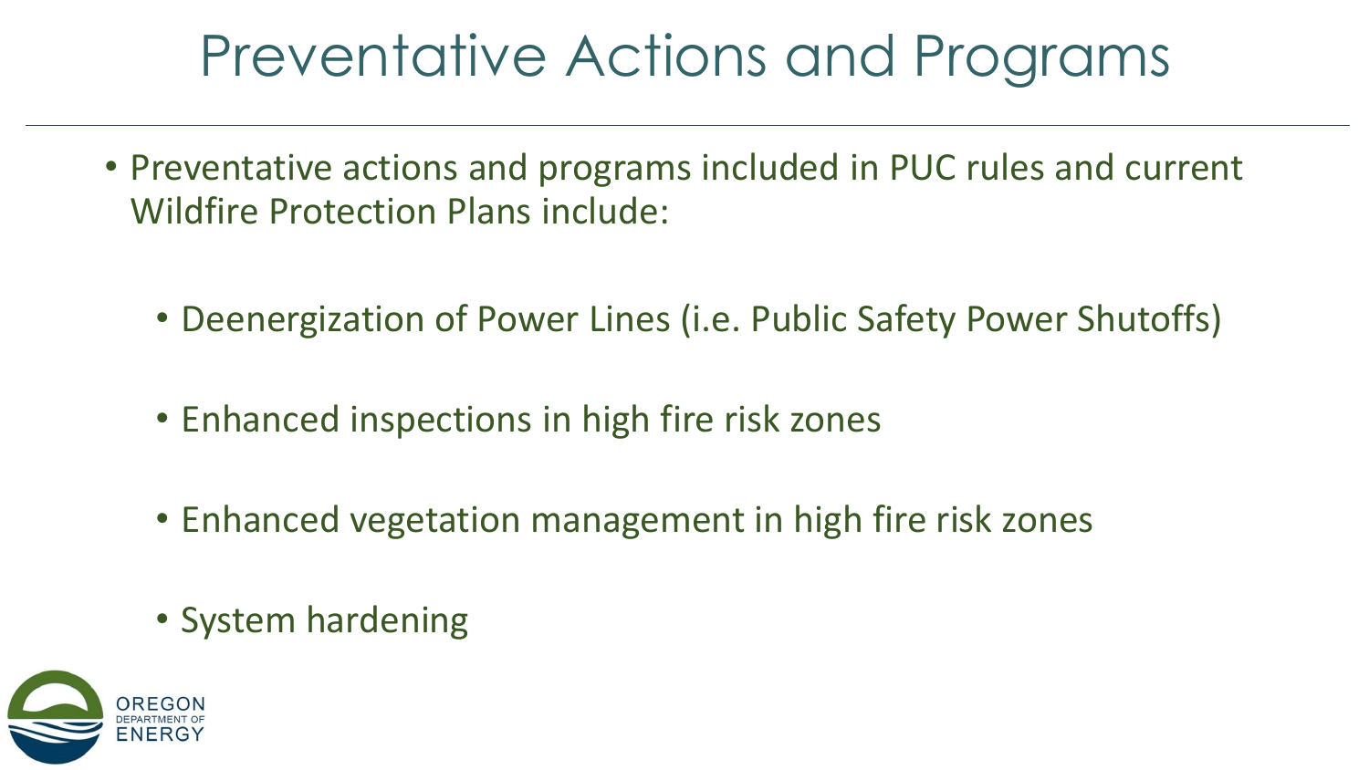# Preventative Actions and Programs

- Preventative actions and programs included in PUC rules and current Wildfire Protection Plans include:
  - Deenergization of Power Lines (i.e. Public Safety Power Shutoffs)
  - Enhanced inspections in high fire risk zones
  - Enhanced vegetation management in high fire risk zones
  - System hardening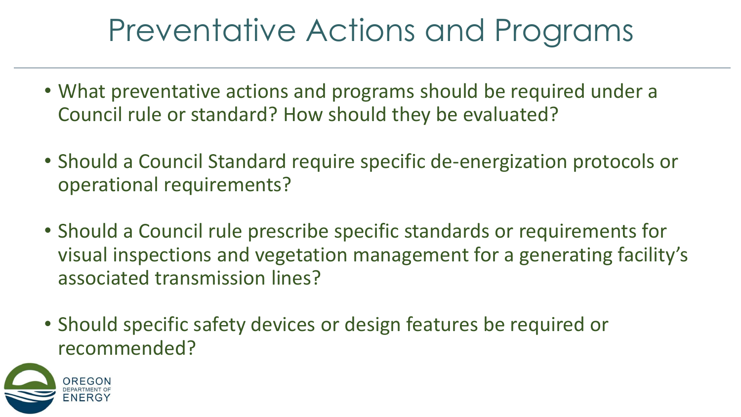# Preventative Actions and Programs

- What preventative actions and programs should be required under a Council rule or standard? How should they be evaluated?
- Should a Council Standard require specific de-energization protocols or operational requirements?
- Should a Council rule prescribe specific standards or requirements for visual inspections and vegetation management for a generating facility's associated transmission lines?
- Should specific safety devices or design features be required or recommended?

OREGON DEPARTMENT OF ENERGY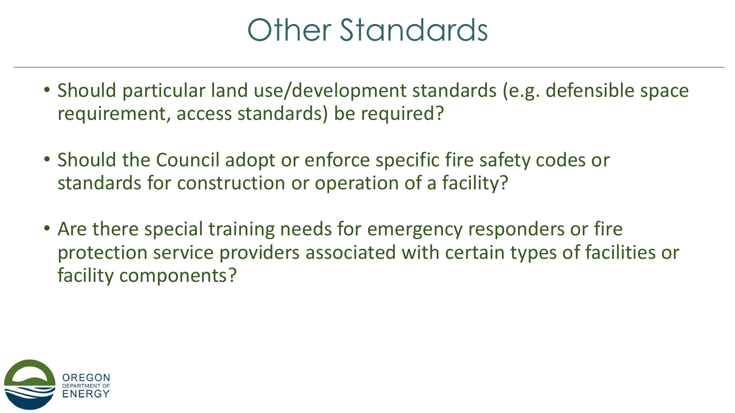# Other Standards

- Should particular land use/development standards (e.g. defensible space requirement, access standards) be required?
- Should the Council adopt or enforce specific fire safety codes or standards for construction or operation of a facility?
- Are there special training needs for emergency responders or fire protection service providers associated with certain types of facilities or facility components?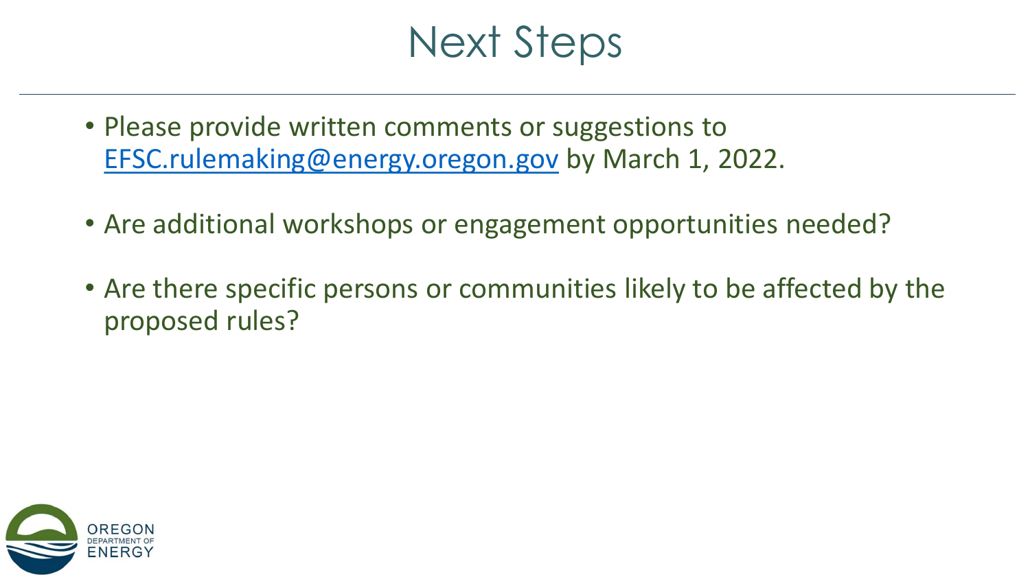# Next Steps

- Please provide written comments or suggestions to EFSC.rulemaking@energy.oregon.gov by March 1, 2022.
- Are additional workshops or engagement opportunities needed?
- Are there specific persons or communities likely to be affected by the proposed rules?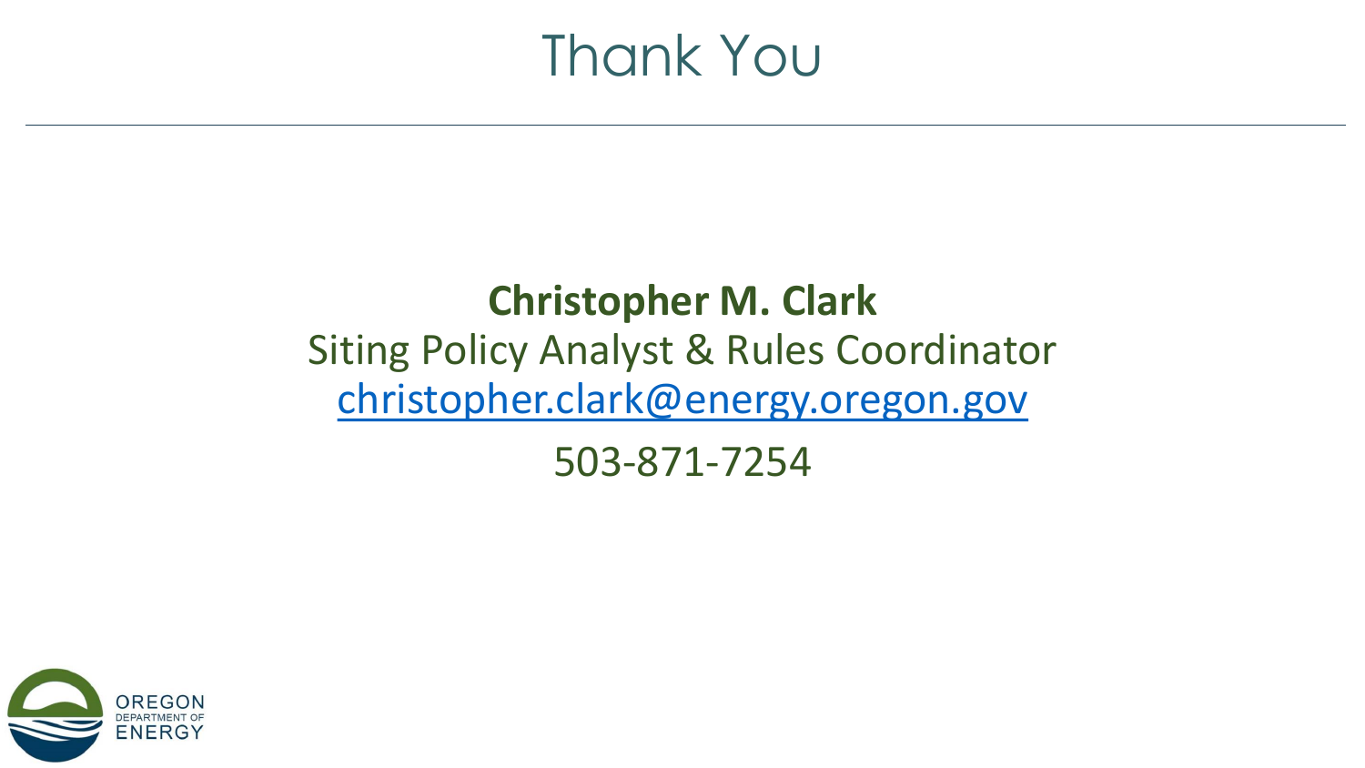# Thank You

**Christopher M. Clark**

Siting Policy Analyst & Rules Coordinator

christopher.clark@energy.oregon.gov

503-871-7254

OREGON DEPARTMENT OF ENERGY